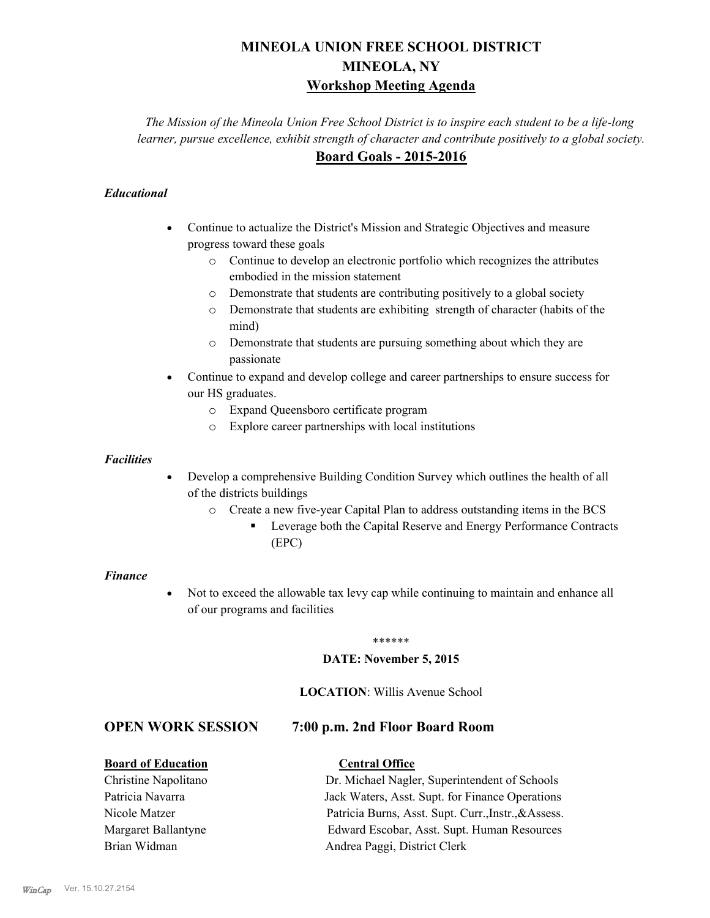# MINEOLA UNION FREE SCHOOL DISTRICT
# MINEOLA, NY
## Workshop Meeting Agenda

*The Mission of the Mineola Union Free School District is to inspire each student to be a life-long learner, pursue excellence, exhibit strength of character and contribute positively to a global society.*

## Board Goals - 2015-2016

### *Educational*

- Continue to actualize the District's Mission and Strategic Objectives and measure progress toward these goals
  - Continue to develop an electronic portfolio which recognizes the attributes embodied in the mission statement
  - Demonstrate that students are contributing positively to a global society
  - Demonstrate that students are exhibiting strength of character (habits of the mind)
  - Demonstrate that students are pursuing something about which they are passionate
- Continue to expand and develop college and career partnerships to ensure success for our HS graduates.
  - Expand Queensboro certificate program
  - Explore career partnerships with local institutions

### *Facilities*

- Develop a comprehensive Building Condition Survey which outlines the health of all of the districts buildings
  - Create a new five-year Capital Plan to address outstanding items in the BCS
    - Leverage both the Capital Reserve and Energy Performance Contracts (EPC)

### *Finance*

- Not to exceed the allowable tax levy cap while continuing to maintain and enhance all of our programs and facilities

******

**DATE: November 5, 2015**

**LOCATION**: Willis Avenue School

## OPEN WORK SESSION 7:00 p.m. 2nd Floor Board Room

| **Board of Education** | **Central Office** |
|---|---|
| Christine Napolitano | Dr. Michael Nagler, Superintendent of Schools |
| Patricia Navarra | Jack Waters, Asst. Supt. for Finance Operations |
| Nicole Matzer | Patricia Burns, Asst. Supt. Curr.,Instr.,&Assess. |
| Margaret Ballantyne | Edward Escobar, Asst. Supt. Human Resources |
| Brian Widman | Andrea Paggi, District Clerk |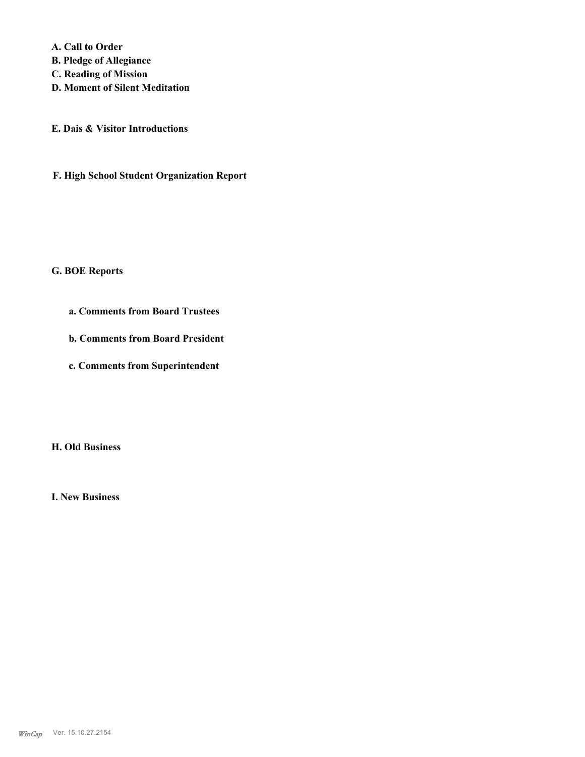**A. Call to Order**
**B. Pledge of Allegiance**
**C. Reading of Mission**
**D. Moment of Silent Meditation**

**E. Dais & Visitor Introductions**

**F. High School Student Organization Report**

**G. BOE Reports**

**a. Comments from Board Trustees**

**b. Comments from Board President**

**c. Comments from Superintendent**

**H. Old Business**

**I. New Business**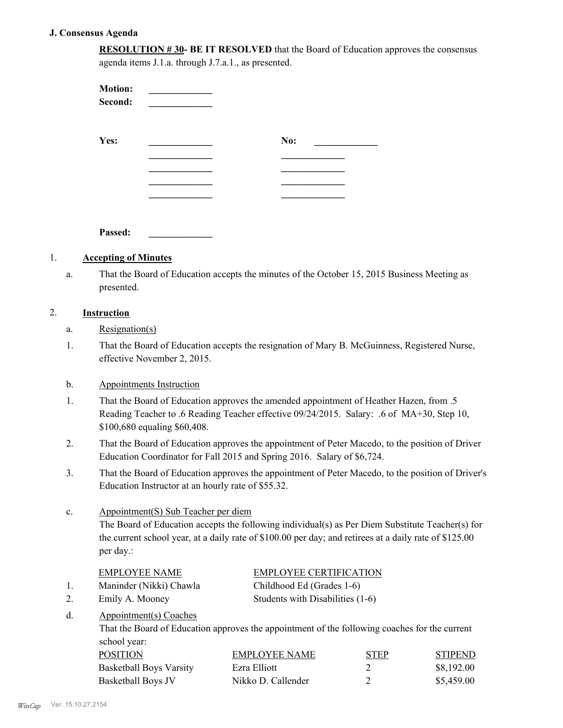### J. Consensus Agenda

**RESOLUTION # 30- BE IT RESOLVED** that the Board of Education approves the consensus agenda items J.1.a. through J.7.a.1., as presented.

**Motion:** _____________
**Second:** _____________

**Yes:** _____________ **No:** _____________
_____________ _____________
_____________ _____________
_____________ _____________
_____________ _____________

**Passed:** _____________

1. **Accepting of Minutes**

   a. That the Board of Education accepts the minutes of the October 15, 2015 Business Meeting as presented.

2. **Instruction**

   a. Resignation(s)

   1. That the Board of Education accepts the resignation of Mary B. McGuinness, Registered Nurse, effective November 2, 2015.

   b. Appointments Instruction

   1. That the Board of Education approves the amended appointment of Heather Hazen, from .5 Reading Teacher to .6 Reading Teacher effective 09/24/2015. Salary: .6 of MA+30, Step 10, $100,680 equaling $60,408.
   2. That the Board of Education approves the appointment of Peter Macedo, to the position of Driver Education Coordinator for Fall 2015 and Spring 2016. Salary of $6,724.
   3. That the Board of Education approves the appointment of Peter Macedo, to the position of Driver's Education Instructor at an hourly rate of $55.32.

   c. Appointment(S) Sub Teacher per diem

   The Board of Education accepts the following individual(s) as Per Diem Substitute Teacher(s) for the current school year, at a daily rate of $100.00 per day; and retirees at a daily rate of $125.00 per day.:

   | | EMPLOYEE NAME | EMPLOYEE CERTIFICATION |
   |---|---|---|
   | 1. | Maninder (Nikki) Chawla | Childhood Ed (Grades 1-6) |
   | 2. | Emily A. Mooney | Students with Disabilities (1-6) |

   d. Appointment(s) Coaches

   That the Board of Education approves the appointment of the following coaches for the current school year:

   | POSITION | EMPLOYEE NAME | STEP | STIPEND |
   |---|---|---|---|
   | Basketball Boys Varsity | Ezra Elliott | 2 | $8,192.00 |
   | Basketball Boys JV | Nikko D. Callender | 2 | $5,459.00 |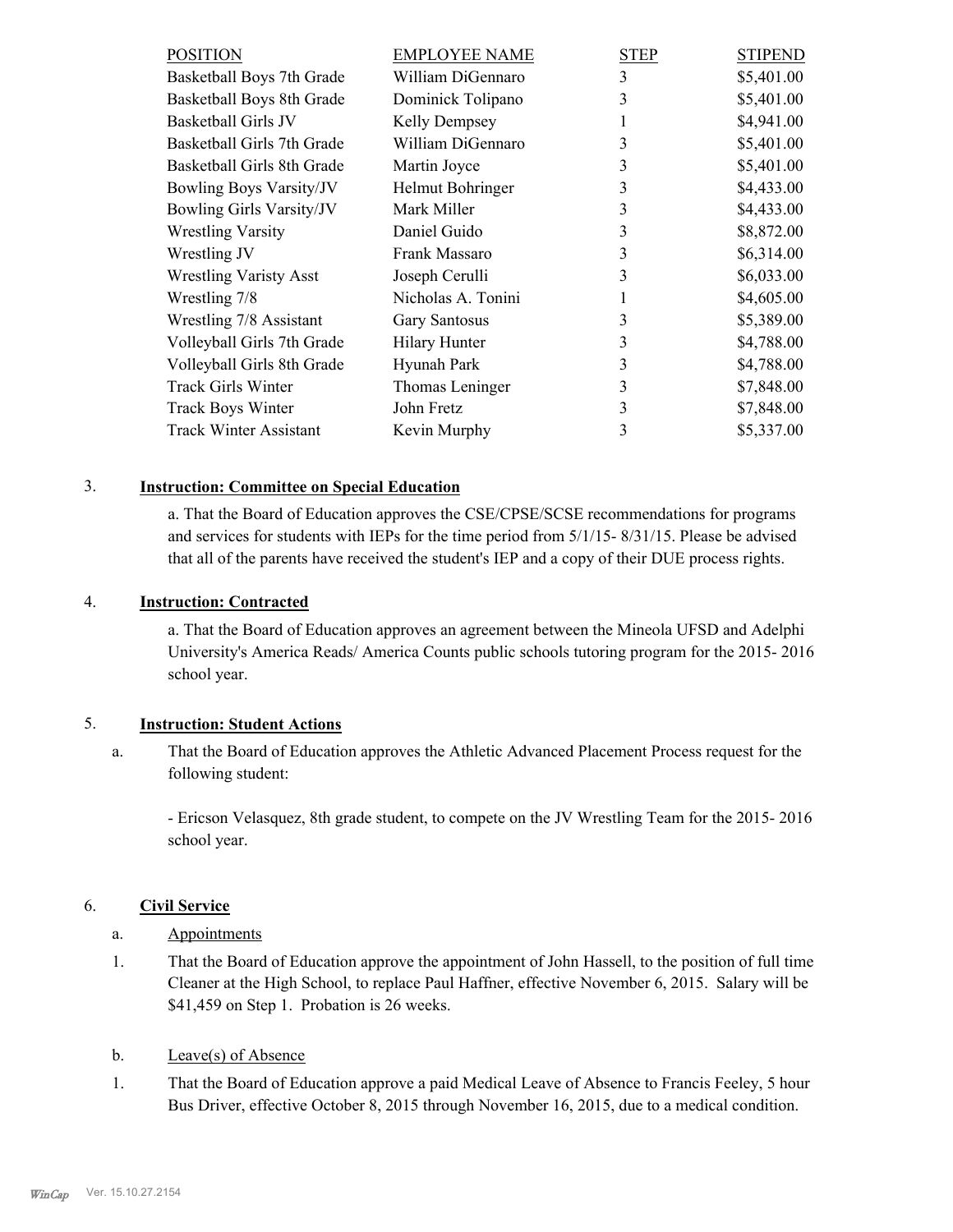| POSITION | EMPLOYEE NAME | STEP | STIPEND |
|---|---|---|---|
| Basketball Boys 7th Grade | William DiGennaro | 3 | $5,401.00 |
| Basketball Boys 8th Grade | Dominick Tolipano | 3 | $5,401.00 |
| Basketball Girls JV | Kelly Dempsey | 1 | $4,941.00 |
| Basketball Girls 7th Grade | William DiGennaro | 3 | $5,401.00 |
| Basketball Girls 8th Grade | Martin Joyce | 3 | $5,401.00 |
| Bowling Boys Varsity/JV | Helmut Bohringer | 3 | $4,433.00 |
| Bowling Girls Varsity/JV | Mark Miller | 3 | $4,433.00 |
| Wrestling Varsity | Daniel Guido | 3 | $8,872.00 |
| Wrestling JV | Frank Massaro | 3 | $6,314.00 |
| Wrestling Varisty Asst | Joseph Cerulli | 3 | $6,033.00 |
| Wrestling 7/8 | Nicholas A. Tonini | 1 | $4,605.00 |
| Wrestling 7/8 Assistant | Gary Santosus | 3 | $5,389.00 |
| Volleyball Girls 7th Grade | Hilary Hunter | 3 | $4,788.00 |
| Volleyball Girls 8th Grade | Hyunah Park | 3 | $4,788.00 |
| Track Girls Winter | Thomas Leninger | 3 | $7,848.00 |
| Track Boys Winter | John Fretz | 3 | $7,848.00 |
| Track Winter Assistant | Kevin Murphy | 3 | $5,337.00 |

3. **Instruction: Committee on Special Education**

a. That the Board of Education approves the CSE/CPSE/SCSE recommendations for programs and services for students with IEPs for the time period from 5/1/15- 8/31/15. Please be advised that all of the parents have received the student's IEP and a copy of their DUE process rights.

4. **Instruction: Contracted**

a. That the Board of Education approves an agreement between the Mineola UFSD and Adelphi University's America Reads/ America Counts public schools tutoring program for the 2015- 2016 school year.

5. **Instruction: Student Actions**

a. That the Board of Education approves the Athletic Advanced Placement Process request for the following student:

- Ericson Velasquez, 8th grade student, to compete on the JV Wrestling Team for the 2015- 2016 school year.

6. **Civil Service**

a. Appointments

1. That the Board of Education approve the appointment of John Hassell, to the position of full time Cleaner at the High School, to replace Paul Haffner, effective November 6, 2015. Salary will be $41,459 on Step 1. Probation is 26 weeks.

b. Leave(s) of Absence

1. That the Board of Education approve a paid Medical Leave of Absence to Francis Feeley, 5 hour Bus Driver, effective October 8, 2015 through November 16, 2015, due to a medical condition.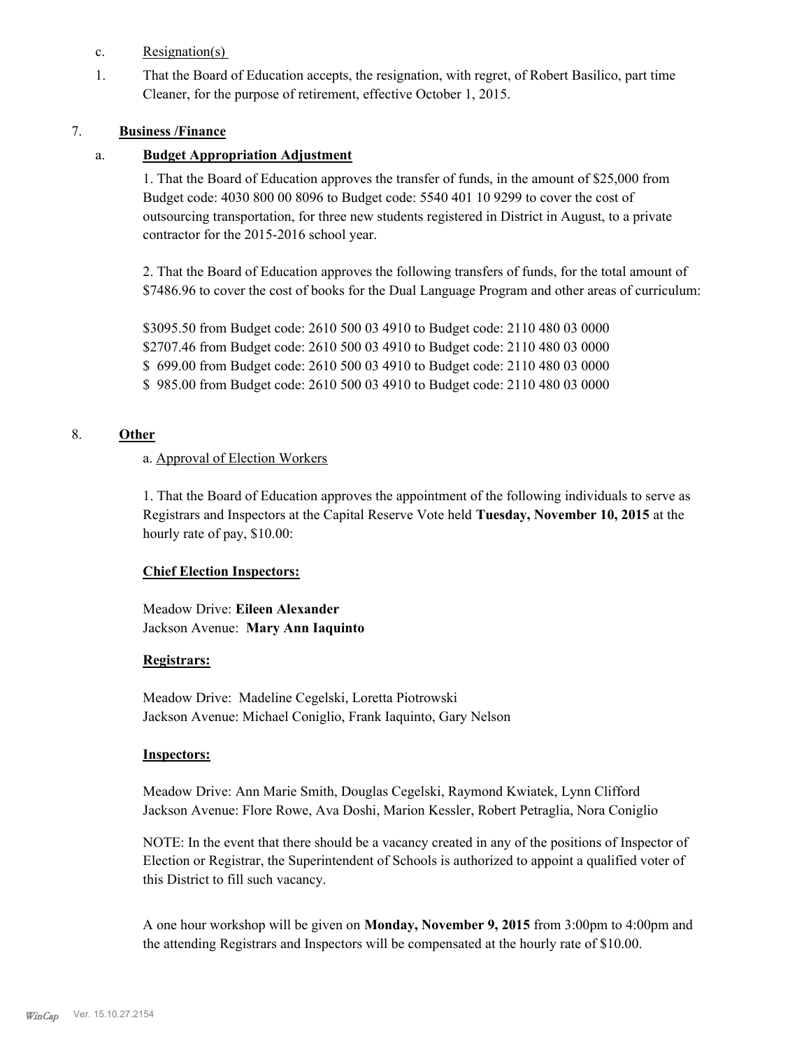c. Resignation(s)

1. That the Board of Education accepts, the resignation, with regret, of Robert Basilico, part time Cleaner, for the purpose of retirement, effective October 1, 2015.

## 7. **Business /Finance**

### a. **Budget Appropriation Adjustment**

1. That the Board of Education approves the transfer of funds, in the amount of $25,000 from Budget code: 4030 800 00 8096 to Budget code: 5540 401 10 9299 to cover the cost of outsourcing transportation, for three new students registered in District in August, to a private contractor for the 2015-2016 school year.

2. That the Board of Education approves the following transfers of funds, for the total amount of $7486.96 to cover the cost of books for the Dual Language Program and other areas of curriculum:

$3095.50 from Budget code: 2610 500 03 4910 to Budget code: 2110 480 03 0000
$2707.46 from Budget code: 2610 500 03 4910 to Budget code: 2110 480 03 0000
$ 699.00 from Budget code: 2610 500 03 4910 to Budget code: 2110 480 03 0000
$ 985.00 from Budget code: 2610 500 03 4910 to Budget code: 2110 480 03 0000

## 8. **Other**

a. Approval of Election Workers

1. That the Board of Education approves the appointment of the following individuals to serve as Registrars and Inspectors at the Capital Reserve Vote held **Tuesday, November 10, 2015** at the hourly rate of pay, $10.00:

**Chief Election Inspectors:**

Meadow Drive: **Eileen Alexander**
Jackson Avenue: **Mary Ann Iaquinto**

**Registrars:**

Meadow Drive: Madeline Cegelski, Loretta Piotrowski
Jackson Avenue: Michael Coniglio, Frank Iaquinto, Gary Nelson

**Inspectors:**

Meadow Drive: Ann Marie Smith, Douglas Cegelski, Raymond Kwiatek, Lynn Clifford
Jackson Avenue: Flore Rowe, Ava Doshi, Marion Kessler, Robert Petraglia, Nora Coniglio

NOTE: In the event that there should be a vacancy created in any of the positions of Inspector of Election or Registrar, the Superintendent of Schools is authorized to appoint a qualified voter of this District to fill such vacancy.

A one hour workshop will be given on **Monday, November 9, 2015** from 3:00pm to 4:00pm and the attending Registrars and Inspectors will be compensated at the hourly rate of $10.00.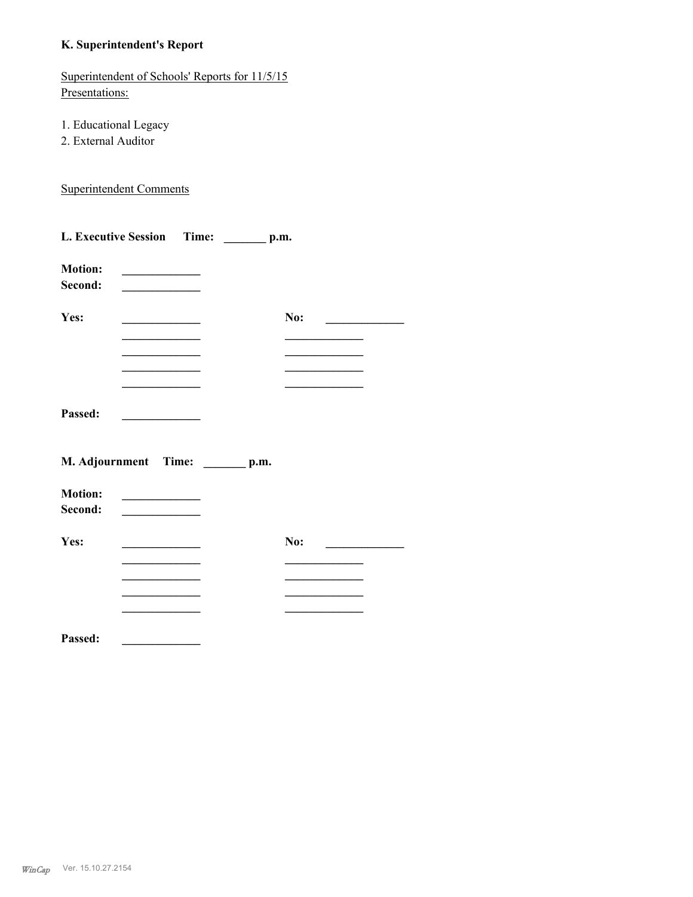**K. Superintendent's Report**

Superintendent of Schools' Reports for 11/5/15
Presentations:

1. Educational Legacy
2. External Auditor

Superintendent Comments

**L. Executive Session Time: _______ p.m.**

**Motion:** _____________
**Second:** _____________

**Yes:** _____________ **No:** _____________
_____________ _____________
_____________ _____________
_____________ _____________
_____________ _____________

**Passed:** _____________

**M. Adjournment Time: _______ p.m.**

**Motion:** _____________
**Second:** _____________

**Yes:** _____________ **No:** _____________
_____________ _____________
_____________ _____________
_____________ _____________
_____________ _____________

**Passed:** _____________